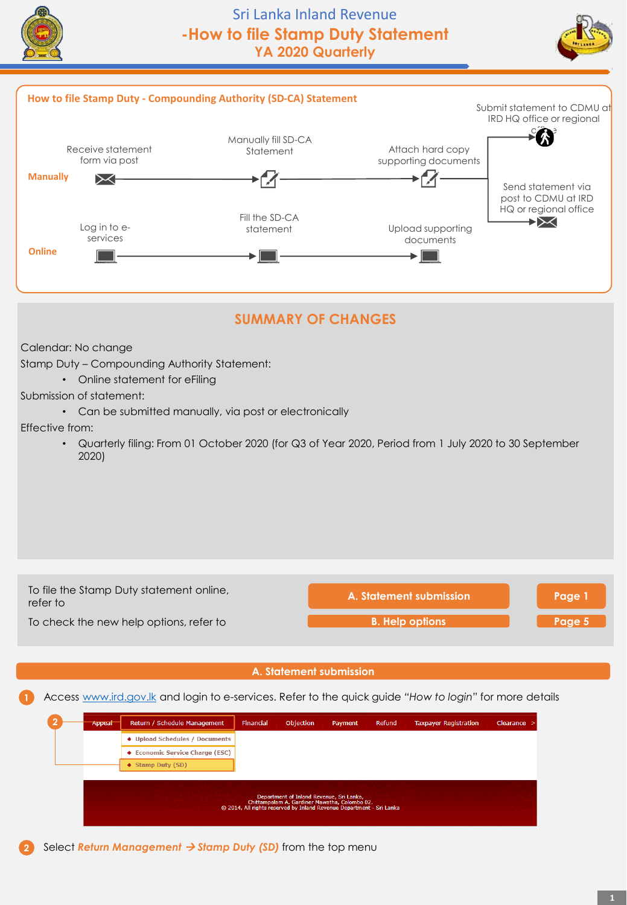# Sri Lanka Inland Revenue

# -How to file Stamp Duty Statement

## YA 2020 Quarterly

### How to file Stamp Duty - Compounding Authority (SD-CA) Statement

**Manually**

Receive statement form via post → Manually fill SD-CA Statement → Attach hard copy supporting documents → Submit statement to CDMU at IRD HQ office or regional office / Send statement via post to CDMU at IRD HQ or regional office

**Online**

Log in to e-services → Fill the SD-CA statement → Upload supporting documents

## SUMMARY OF CHANGES

Calendar: No change

Stamp Duty – Compounding Authority Statement:

- Online statement for eFiling

Submission of statement:

- Can be submitted manually, via post or electronically

Effective from:

- Quarterly filing: From 01 October 2020 (for Q3 of Year 2020, Period from 1 July 2020 to 30 September 2020)

| | | |
|---|---|---|
| To file the Stamp Duty statement online, refer to | A. Statement submission | Page 1 |
| To check the new help options, refer to | B. Help options | Page 5 |

## A. Statement submission

1. Access www.ird.gov.lk and login to e-services. Refer to the quick guide *"How to login"* for more details

Appeal | Return / Schedule Management | Financial | Objection | Payment | Refund | Taxpayer Registration | Clearance >

- Upload Schedules / Documents
- Economic Service Charge (ESC)
- Stamp Duty (SD)

Department of Inland Revenue, Sri Lanka,
Chittampalam A. Gardiner Mawatha, Colombo 02.
© 2014, All rights reserved by Inland Revenue Department - Sri Lanka

2. Select ***Return Management → Stamp Duty (SD)*** from the top menu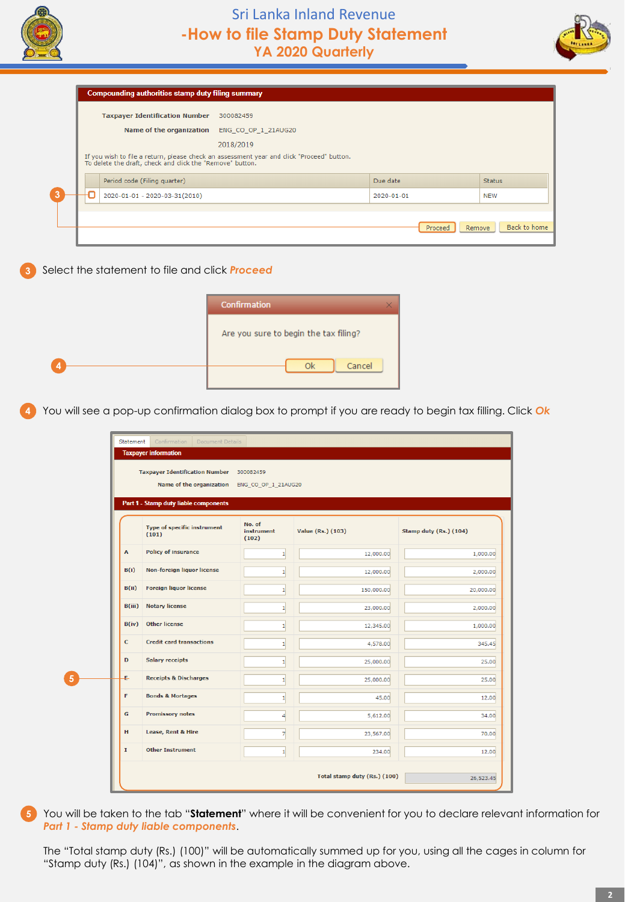**Compounding authorities stamp duty filing summary**

Taxpayer Identification Number 300082459

Name of the organization ENG_CO_OP_1_21AUG20

2018/2019

If you wish to file a return, please check an assessment year and click "Proceed" button.
To delete the draft, check and click the "Remove" button.

| Period code (Filing quarter) | Due date | Status |
|---|---|---|
| 2020-01-01 - 2020-03-31(2010) | 2020-01-01 | NEW |

Proceed | Remove | Back to home

3 Select the statement to file and click ***Proceed***

**Confirmation**

Are you sure to begin the tax filing?

Ok | Cancel

4 You will see a pop-up confirmation dialog box to prompt if you are ready to begin tax filling. Click ***Ok***

Statement | Confirmation | Document Details

**Taxpayer information**

Taxpayer Identification Number 300082459

Name of the organization ENG_CO_OP_1_21AUG20

**Part 1 - Stamp duty liable components**

| | Type of specific instrument (101) | No. of instrument (102) | Value (Rs.) (103) | Stamp duty (Rs.) (104) |
|---|---|---|---|---|
| A | Policy of insurance | 1 | 12,000.00 | 1,000.00 |
| B(i) | Non-foreign liquor license | 1 | 12,000.00 | 2,000.00 |
| B(ii) | Foreign liquor license | 1 | 150,000.00 | 20,000.00 |
| B(iii) | Notary license | 1 | 23,000.00 | 2,000.00 |
| B(iv) | Other license | 1 | 12,345.00 | 1,000.00 |
| C | Credit card transactions | 1 | 4,578.00 | 345.45 |
| D | Salary receipts | 1 | 25,000.00 | 25.00 |
| E | Receipts & Discharges | 1 | 25,000.00 | 25.00 |
| F | Bonds & Mortages | 1 | 45.00 | 12.00 |
| G | Promissory notes | 4 | 5,612.00 | 34.00 |
| H | Lease, Rent & Hire | 7 | 23,567.00 | 70.00 |
| I | Other Instrument | 1 | 234.00 | 12.00 |
| | | | Total stamp duty (Rs.) (100) | 26,523.45 |

5 You will be taken to the tab "**Statement**" where it will be convenient for you to declare relevant information for ***Part 1 - Stamp duty liable components***.

The "Total stamp duty (Rs.) (100)" will be automatically summed up for you, using all the cages in column for "Stamp duty (Rs.) (104)", as shown in the example in the diagram above.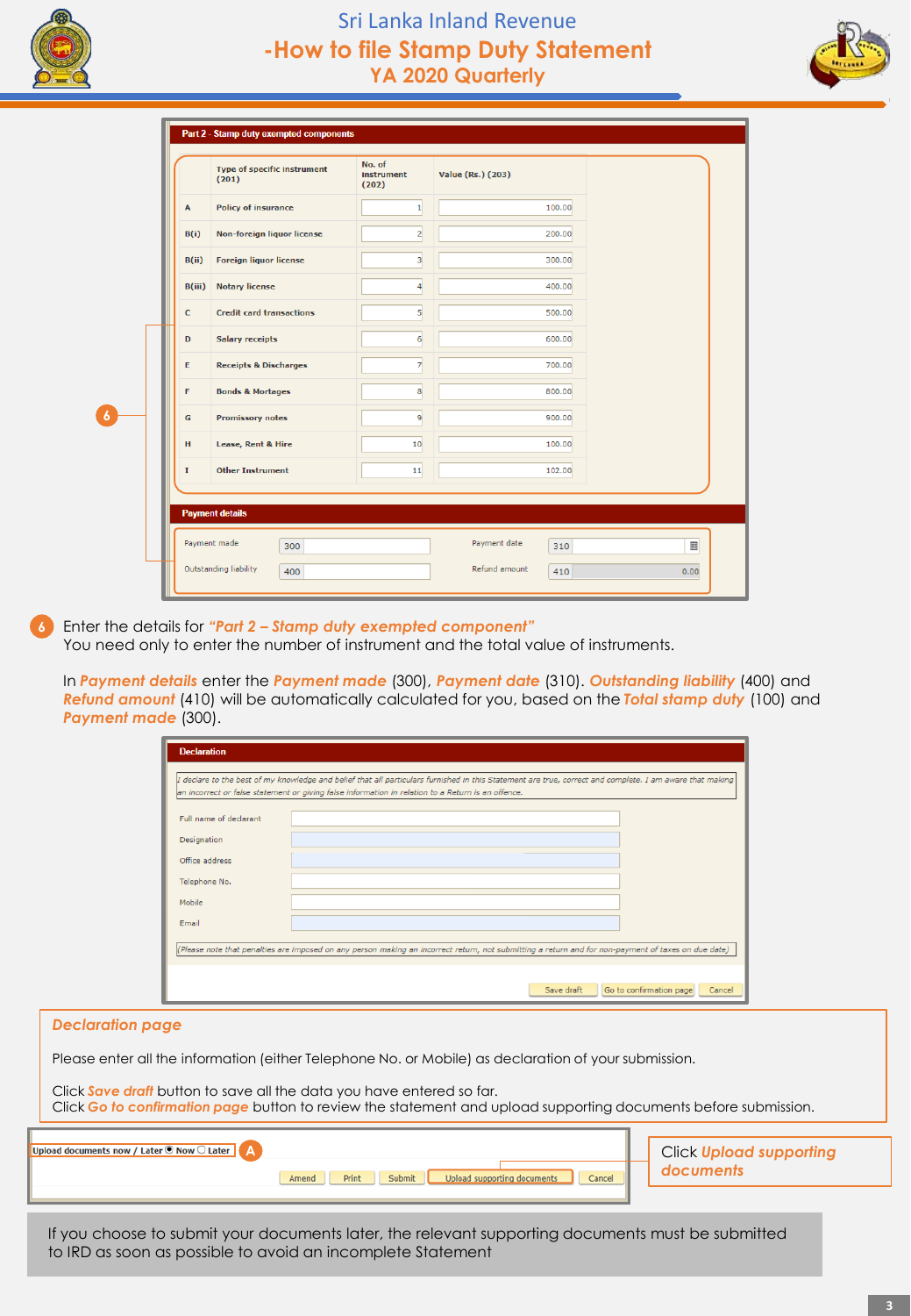## Part 2 - Stamp duty exempted components

| | Type of specific instrument (201) | No. of instrument (202) | Value (Rs.) (203) |
|---|---|---|---|
| A | Policy of insurance | 1 | 100.00 |
| B(i) | Non-foreign liquor license | 2 | 200.00 |
| B(ii) | Foreign liquor license | 3 | 300.00 |
| B(iii) | Notary license | 4 | 400.00 |
| C | Credit card transactions | 5 | 500.00 |
| D | Salary receipts | 6 | 600.00 |
| E | Receipts & Discharges | 7 | 700.00 |
| F | Bonds & Mortages | 8 | 800.00 |
| G | Promissory notes | 9 | 900.00 |
| H | Lease, Rent & Hire | 10 | 100.00 |
| I | Other Instrument | 11 | 102.00 |

**Payment details**

| | | | |
|---|---|---|---|
| Payment made | 300 | Payment date | 310 |
| Outstanding liability | 400 | Refund amount | 410 0.00 |

6 Enter the details for *"Part 2 – Stamp duty exempted component"*
You need only to enter the number of instrument and the total value of instruments.

In *Payment details* enter the *Payment made* (300), *Payment date* (310). *Outstanding liability* (400) and *Refund amount* (410) will be automatically calculated for you, based on the *Total stamp duty* (100) and *Payment made* (300).

**Declaration**

*I declare to the best of my knowledge and belief that all particulars furnished in this Statement are true, correct and complete. I am aware that making an incorrect or false statement or giving false information in relation to a Return is an offence.*

Full name of declarant

Designation

Office address

Telephone No.

Mobile

Email

*(Please note that penalties are imposed on any person making an incorrect return, not submitting a return and for non-payment of taxes on due date)*

Save draft | Go to confirmation page | Cancel

### Declaration page

Please enter all the information (either Telephone No. or Mobile) as declaration of your submission.

Click *Save draft* button to save all the data you have entered so far.
Click *Go to confirmation page* button to review the statement and upload supporting documents before submission.

Upload documents now / Later ◉ Now ○ Later **A**

Amend | Print | Submit | Upload supporting documents | Cancel

Click *Upload supporting documents*

If you choose to submit your documents later, the relevant supporting documents must be submitted to IRD as soon as possible to avoid an incomplete Statement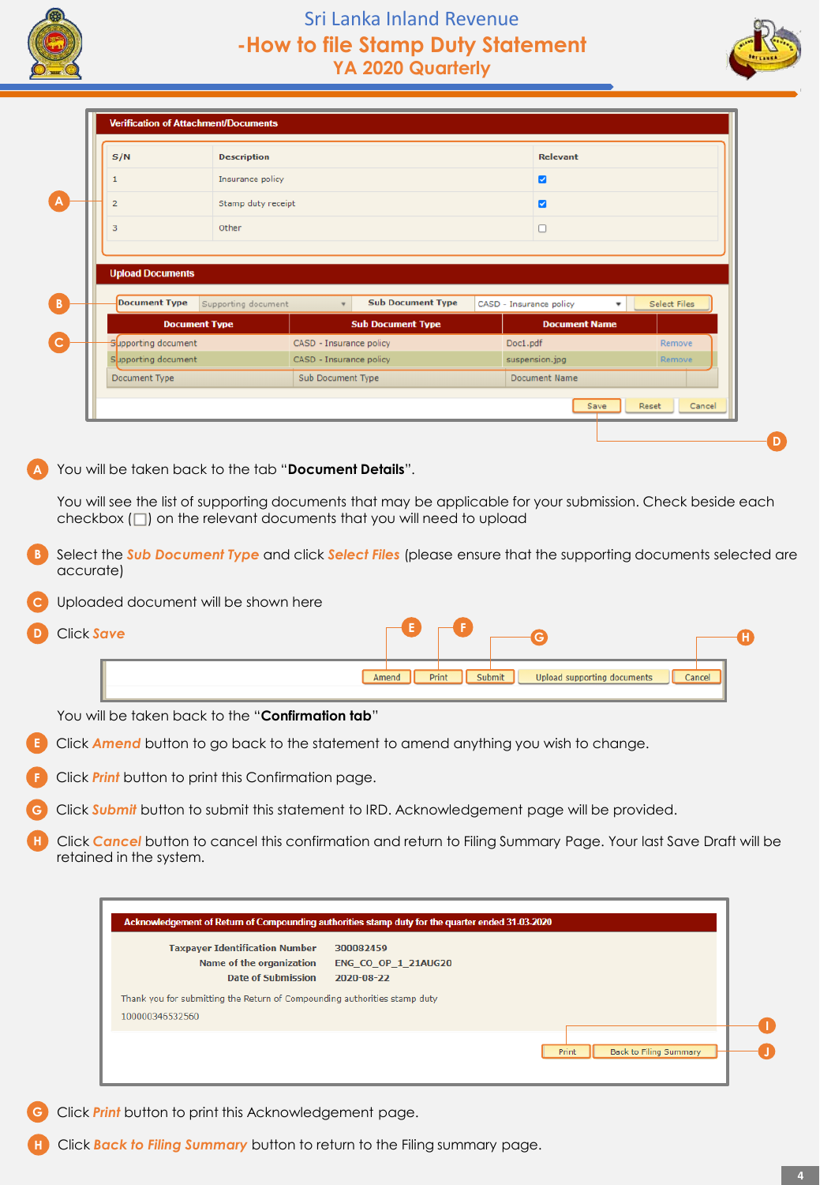# Sri Lanka Inland Revenue
## -How to file Stamp Duty Statement
### YA 2020 Quarterly

**Verification of Attachment/Documents**

| S/N | Description | Relevant |
|---|---|---|
| 1 | Insurance policy | ☑ |
| 2 | Stamp duty receipt | ☑ |
| 3 | Other | ☐ |

**Upload Documents**

Document Type: Supporting document | Sub Document Type: CASD - Insurance policy | Select Files

| Document Type | Sub Document Type | Document Name | |
|---|---|---|---|
| Supporting document | CASD - Insurance policy | Doc1.pdf | Remove |
| Supporting document | CASD - Insurance policy | suspension.jpg | Remove |
| Document Type | Sub Document Type | Document Name | |

Save | Reset | Cancel

**A** You will be taken back to the tab "**Document Details**".

You will see the list of supporting documents that may be applicable for your submission. Check beside each checkbox (☐) on the relevant documents that you will need to upload

**B** Select the ***Sub Document Type*** and click ***Select Files*** (please ensure that the supporting documents selected are accurate)

**C** Uploaded document will be shown here

**D** Click ***Save***

Amend | Print | Submit | Upload supporting documents | Cancel

You will be taken back to the "**Confirmation tab**"

**E** Click ***Amend*** button to go back to the statement to amend anything you wish to change.

**F** Click ***Print*** button to print this Confirmation page.

**G** Click ***Submit*** button to submit this statement to IRD. Acknowledgement page will be provided.

**H** Click ***Cancel*** button to cancel this confirmation and return to Filing Summary Page. Your last Save Draft will be retained in the system.

**Acknowledgement of Return of Compounding authorities stamp duty for the quarter ended 31-03-2020**

| | |
|---|---|
| Taxpayer Identification Number | 300082459 |
| Name of the organization | ENG_CO_OP_1_21AUG20 |
| Date of Submission | 2020-08-22 |

Thank you for submitting the Return of Compounding authorities stamp duty

100000345532560

Print | Back to Filing Summary

**G** Click ***Print*** button to print this Acknowledgement page.

**H** Click ***Back to Filing Summary*** button to return to the Filing summary page.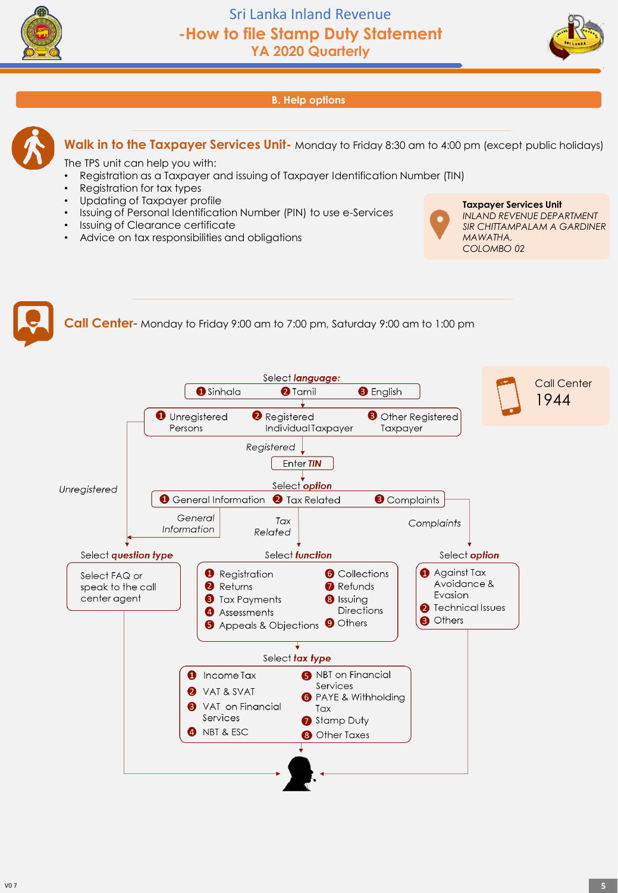## B. Help options

### Walk in to the Taxpayer Services Unit- Monday to Friday 8:30 am to 4:00 pm (except public holidays)

The TPS unit can help you with:

- Registration as a Taxpayer and issuing of Taxpayer Identification Number (TIN)
- Registration for tax types
- Updating of Taxpayer profile
- Issuing of Personal Identification Number (PIN) to use e-Services
- Issuing of Clearance certificate
- Advice on tax responsibilities and obligations

**Taxpayer Services Unit**
*INLAND REVENUE DEPARTMENT*
*SIR CHITTAMPALAM A GARDINER MAWATHA,*
*COLOMBO 02*

### Call Center- Monday to Friday 9:00 am to 7:00 pm, Saturday 9:00 am to 1:00 pm

Call Center
1944

Select ***language:***
1 Sinhala  2 Tamil  3 English

1 Unregistered Persons  2 Registered Individual Taxpayer  3 Other Registered Taxpayer

*Registered*

Enter ***TIN***

*Unregistered*

Select ***option***
1 General Information  2 Tax Related  3 Complaints

*General Information*  *Tax Related*  *Complaints*

Select ***question type***
Select FAQ or speak to the call center agent

Select ***function***
1 Registration
2 Returns
3 Tax Payments
4 Assessments
5 Appeals & Objections
6 Collections
7 Refunds
8 Issuing Directions
9 Others

Select ***option***
1 Against Tax Avoidance & Evasion
2 Technical Issues
3 Others

Select ***tax type***
1 Income Tax
2 VAT & SVAT
3 VAT on Financial Services
4 NBT & ESC
5 NBT on Financial Services
6 PAYE & Withholding Tax
7 Stamp Duty
8 Other Taxes